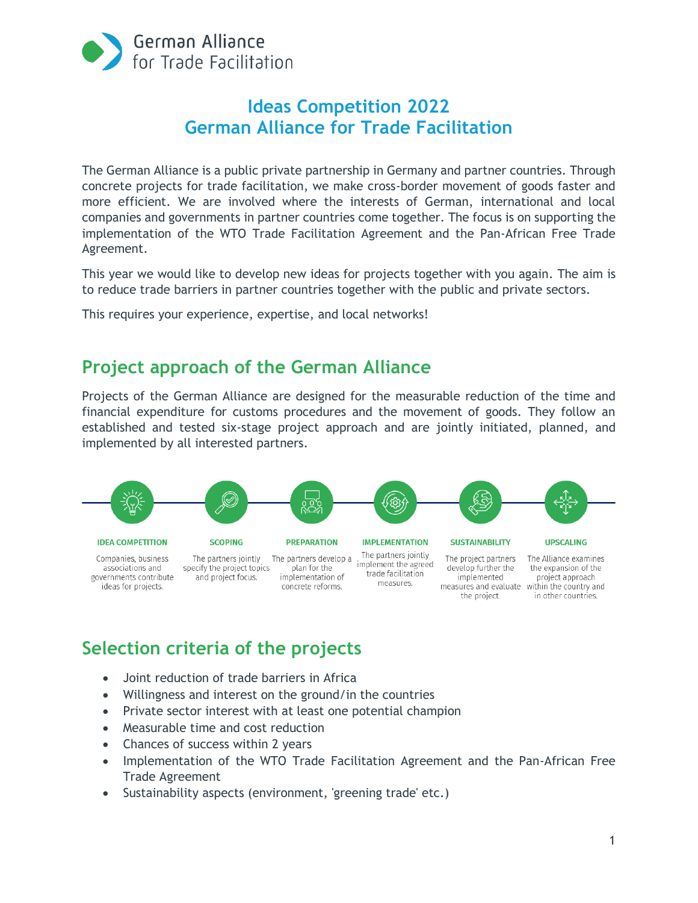German Alliance for Trade Facilitation

# Ideas Competition 2022
# German Alliance for Trade Facilitation

The German Alliance is a public private partnership in Germany and partner countries. Through concrete projects for trade facilitation, we make cross-border movement of goods faster and more efficient. We are involved where the interests of German, international and local companies and governments in partner countries come together. The focus is on supporting the implementation of the WTO Trade Facilitation Agreement and the Pan-African Free Trade Agreement.

This year we would like to develop new ideas for projects together with you again. The aim is to reduce trade barriers in partner countries together with the public and private sectors.

This requires your experience, expertise, and local networks!

## Project approach of the German Alliance

Projects of the German Alliance are designed for the measurable reduction of the time and financial expenditure for customs procedures and the movement of goods. They follow an established and tested six-stage project approach and are jointly initiated, planned, and implemented by all interested partners.

**IDEA COMPETITION**
Companies, business associations and governments contribute ideas for projects.

**SCOPING**
The partners jointly specify the project topics and project focus.

**PREPARATION**
The partners develop a plan for the implementation of concrete reforms.

**IMPLEMENTATION**
The partners jointly implement the agreed trade facilitation measures.

**SUSTAINABILITY**
The project partners develop further the implemented measures and evaluate the project.

**UPSCALING**
The Alliance examines the expansion of the project approach within the country and in other countries.

## Selection criteria of the projects

- Joint reduction of trade barriers in Africa
- Willingness and interest on the ground/in the countries
- Private sector interest with at least one potential champion
- Measurable time and cost reduction
- Chances of success within 2 years
- Implementation of the WTO Trade Facilitation Agreement and the Pan-African Free Trade Agreement
- Sustainability aspects (environment, 'greening trade' etc.)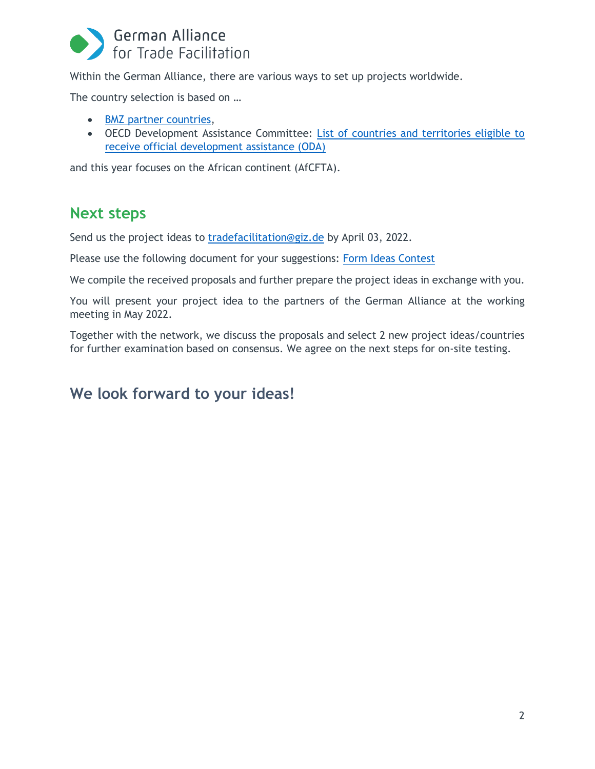Within the German Alliance, there are various ways to set up projects worldwide.

The country selection is based on …

- BMZ partner countries,
- OECD Development Assistance Committee: List of countries and territories eligible to receive official development assistance (ODA)

and this year focuses on the African continent (AfCFTA).

## Next steps

Send us the project ideas to tradefacilitation@giz.de by April 03, 2022.

Please use the following document for your suggestions: Form Ideas Contest

We compile the received proposals and further prepare the project ideas in exchange with you.

You will present your project idea to the partners of the German Alliance at the working meeting in May 2022.

Together with the network, we discuss the proposals and select 2 new project ideas/countries for further examination based on consensus. We agree on the next steps for on-site testing.

## We look forward to your ideas!